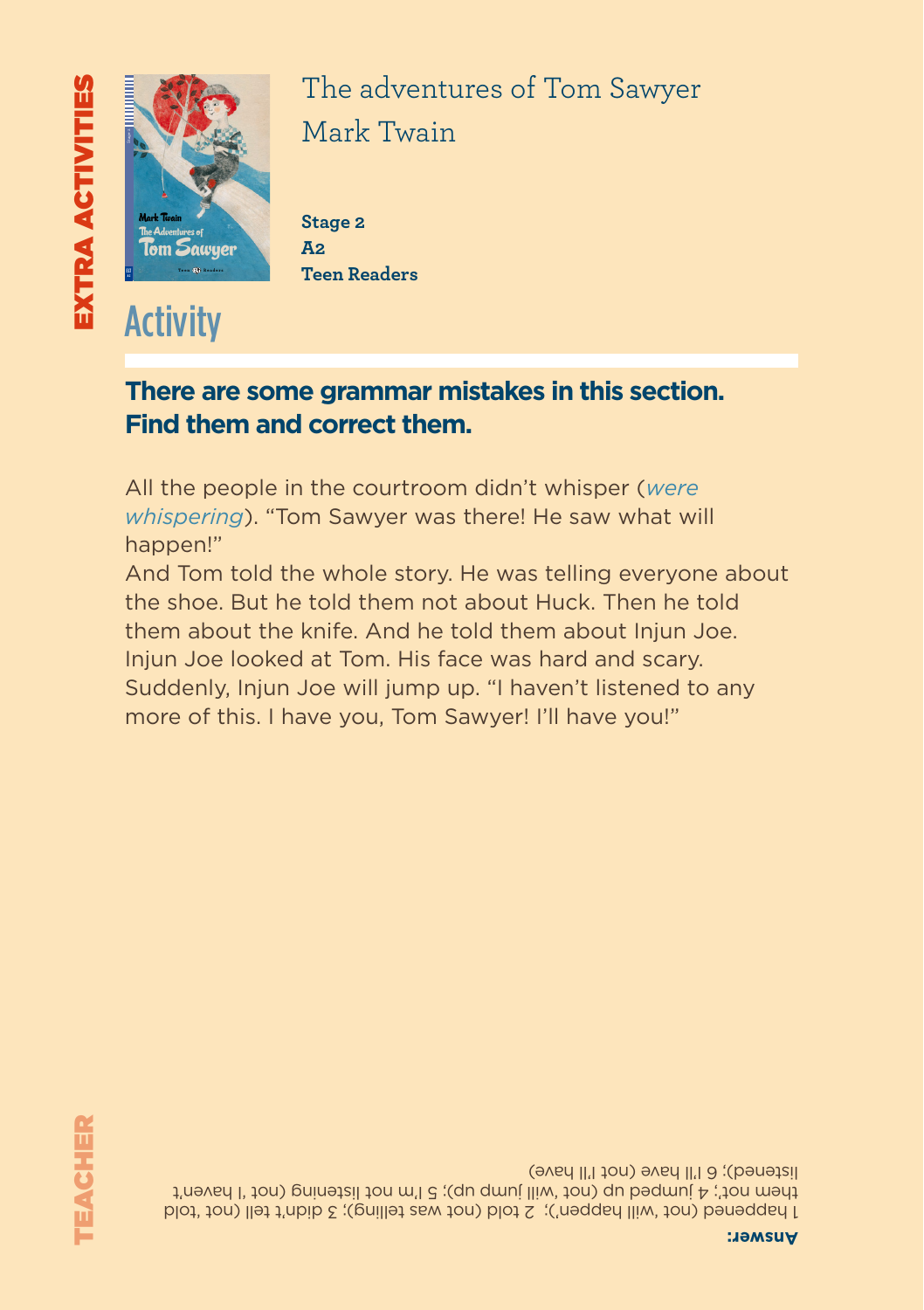EXTRA ACTIVITIES

# The adventures of Tom Sawyer
# Mark Twain

**Stage 2**
**A2**
**Teen Readers**

## Activity

### There are some grammar mistakes in this section. Find them and correct them.

All the people in the courtroom didn't whisper (*were whispering*). "Tom Sawyer was there! He saw what will happen!"
And Tom told the whole story. He was telling everyone about the shoe. But he told them not about Huck. Then he told them about the knife. And he told them about Injun Joe. Injun Joe looked at Tom. His face was hard and scary. Suddenly, Injun Joe will jump up. "I haven't listened to any more of this. I have you, Tom Sawyer! I'll have you!"

TEACHER

**Answer:**
1 happened (not 'will happen'); 2 told (not was telling); 3 didn't tell (not told them not'; 4 jumped up (not 'will jump up); 5 I'm not listening (not 'I haven't listened); 6 I'll have (not I'll have)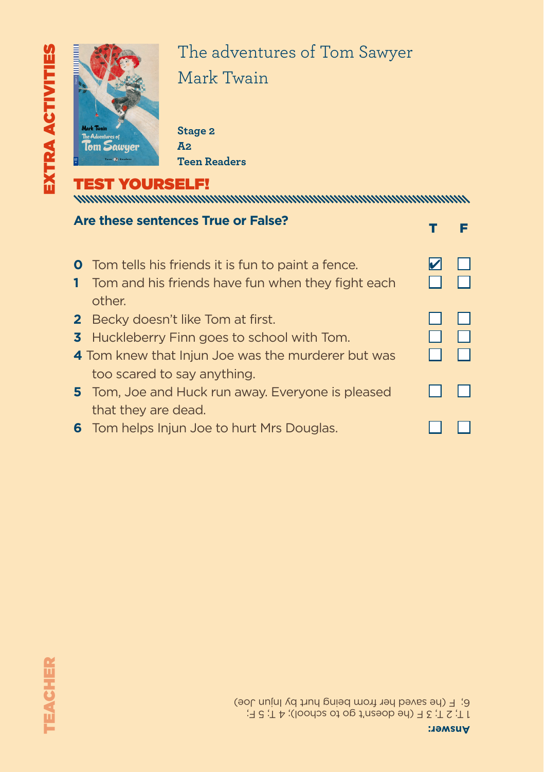EXTRA ACTIVITIES

# The adventures of Tom Sawyer
## Mark Twain

**Stage 2**
**A2**
**Teen Readers**

## TEST YOURSELF!

**Are these sentences True or False?**

| | | T | F |
|---|---|---|---|
| **0** | Tom tells his friends it is fun to paint a fence. | ✔ | ☐ |
| **1** | Tom and his friends have fun when they fight each other. | ☐ | ☐ |
| **2** | Becky doesn't like Tom at first. | ☐ | ☐ |
| **3** | Huckleberry Finn goes to school with Tom. | ☐ | ☐ |
| **4** | Tom knew that Injun Joe was the murderer but was too scared to say anything. | ☐ | ☐ |
| **5** | Tom, Joe and Huck run away. Everyone is pleased that they are dead. | ☐ | ☐ |
| **6** | Tom helps Injun Joe to hurt Mrs Douglas. | ☐ | ☐ |

TEACHER

**Answer:**
1 T; 2 T; 3 F (he doesn't go to school); 4 T; 5 F;
6; F (he saved her from being hurt by Injun Joe)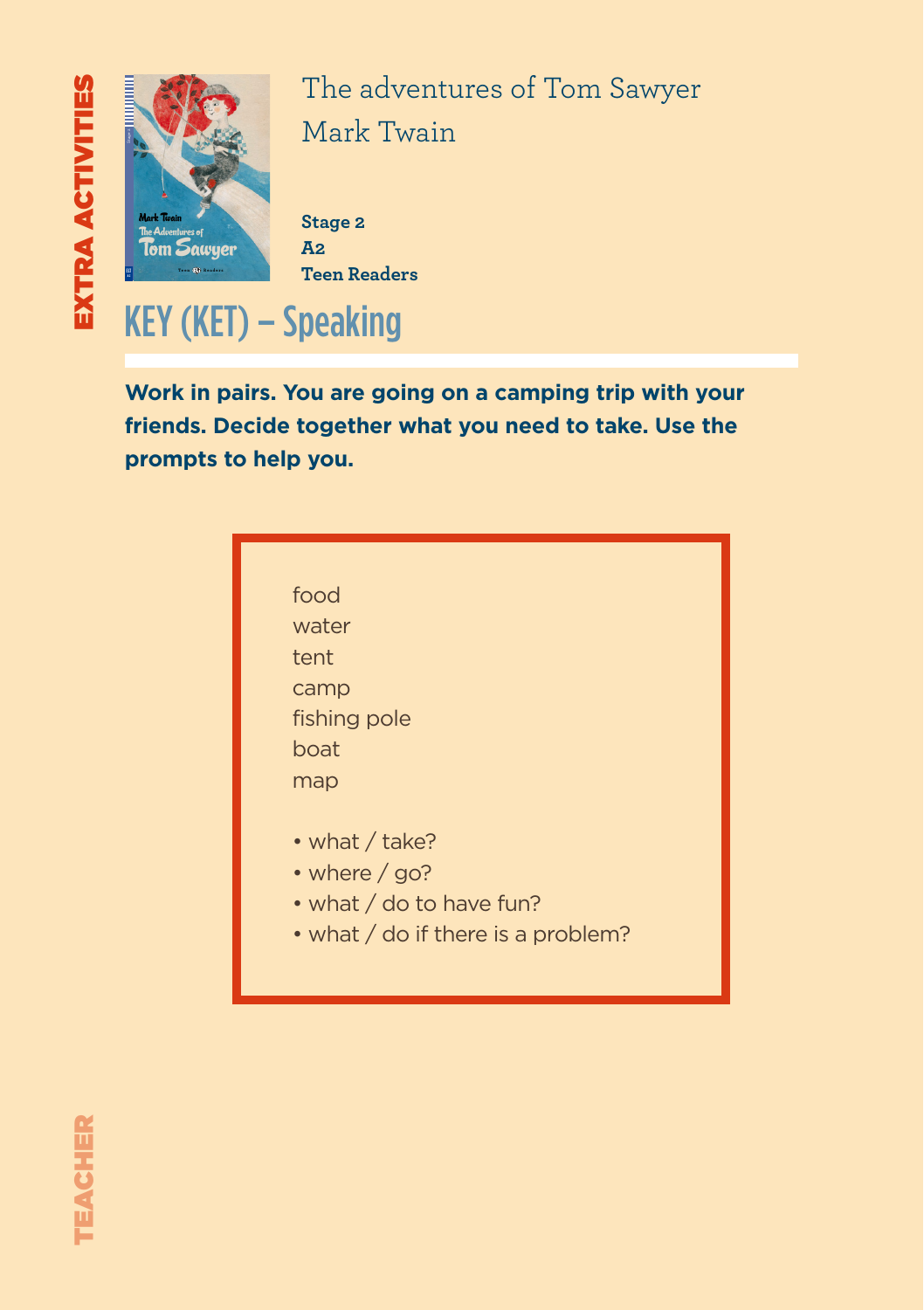EXTRA ACTIVITIES

The adventures of Tom Sawyer
Mark Twain

**Stage 2**
**A2**
**Teen Readers**

# KEY (KET) – Speaking

**Work in pairs. You are going on a camping trip with your friends. Decide together what you need to take. Use the prompts to help you.**

food
water
tent
camp
fishing pole
boat
map

- what / take?
- where / go?
- what / do to have fun?
- what / do if there is a problem?

TEACHER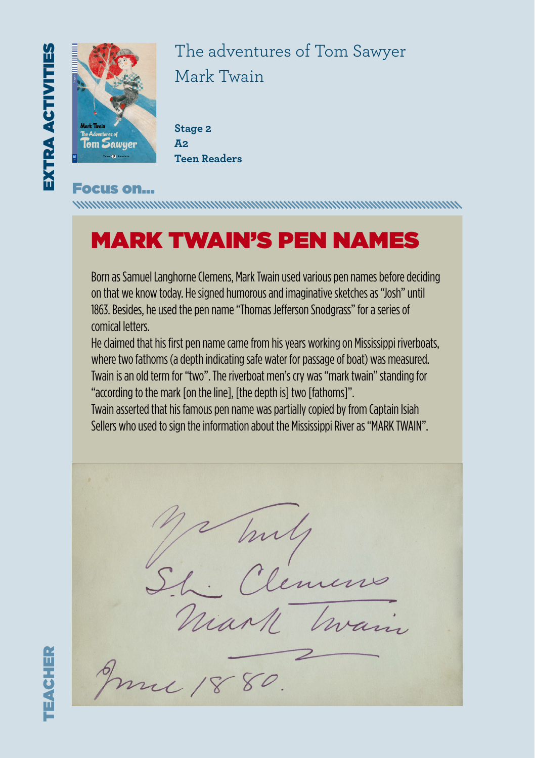EXTRA ACTIVITIES

# The adventures of Tom Sawyer
Mark Twain

**Stage 2**
**A2**
**Teen Readers**

## Focus on...

## MARK TWAIN'S PEN NAMES

Born as Samuel Langhorne Clemens, Mark Twain used various pen names before deciding on that we know today. He signed humorous and imaginative sketches as "Josh" until 1863. Besides, he used the pen name "Thomas Jefferson Snodgrass" for a series of comical letters.
He claimed that his first pen name came from his years working on Mississippi riverboats, where two fathoms (a depth indicating safe water for passage of boat) was measured. Twain is an old term for "two". The riverboat men's cry was "mark twain" standing for "according to the mark [on the line], [the depth is] two [fathoms]".
Twain asserted that his famous pen name was partially copied by from Captain Isiah Sellers who used to sign the information about the Mississippi River as "MARK TWAIN".

Yrs truly
S. L. Clemens
Mark Twain
June 1880.

TEACHER